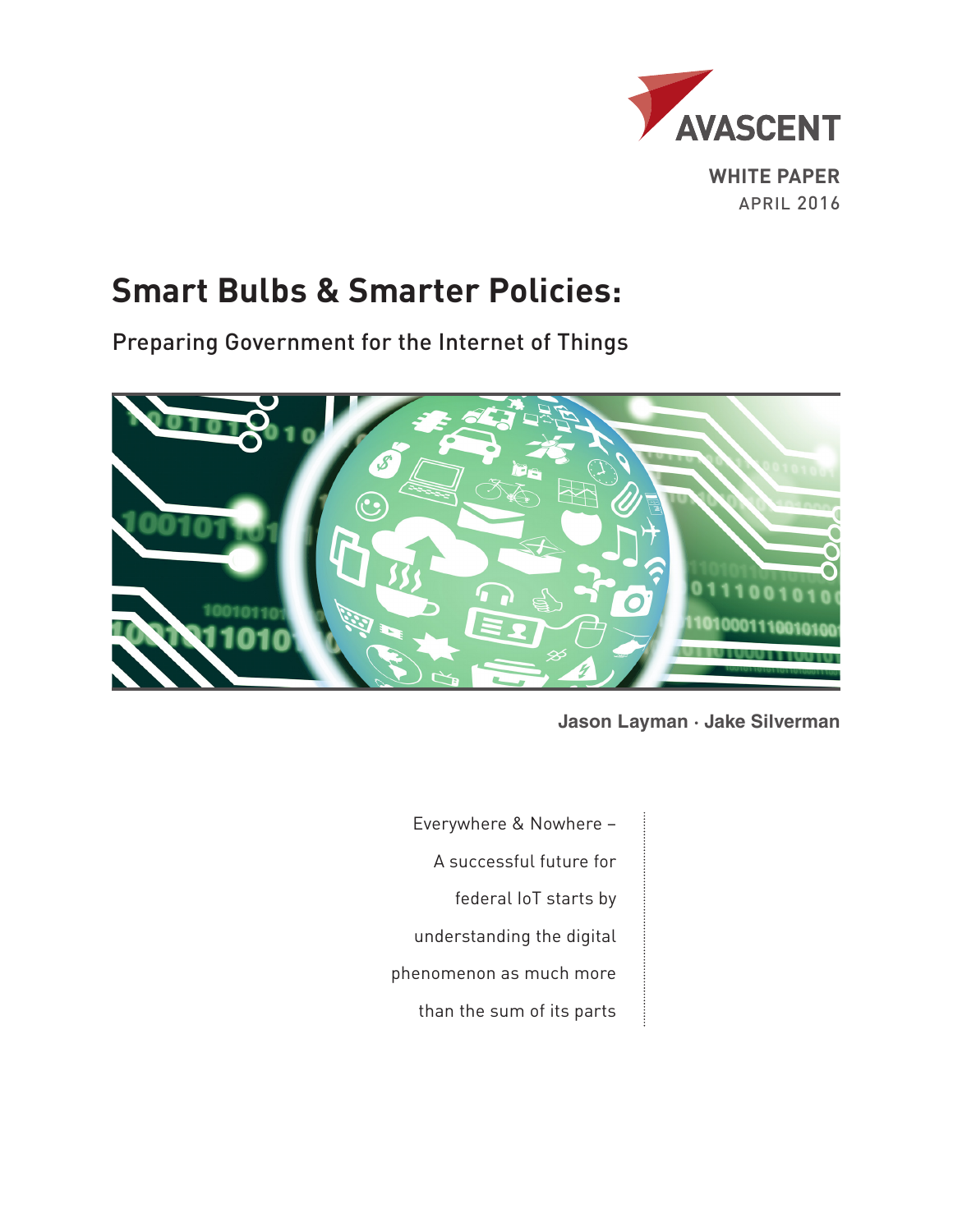AVASCENT

**WHITE PAPER**
APRIL 2016

# Smart Bulbs & Smarter Policies:

## Preparing Government for the Internet of Things

**Jason Layman · Jake Silverman**

Everywhere & Nowhere – A successful future for federal IoT starts by understanding the digital phenomenon as much more than the sum of its parts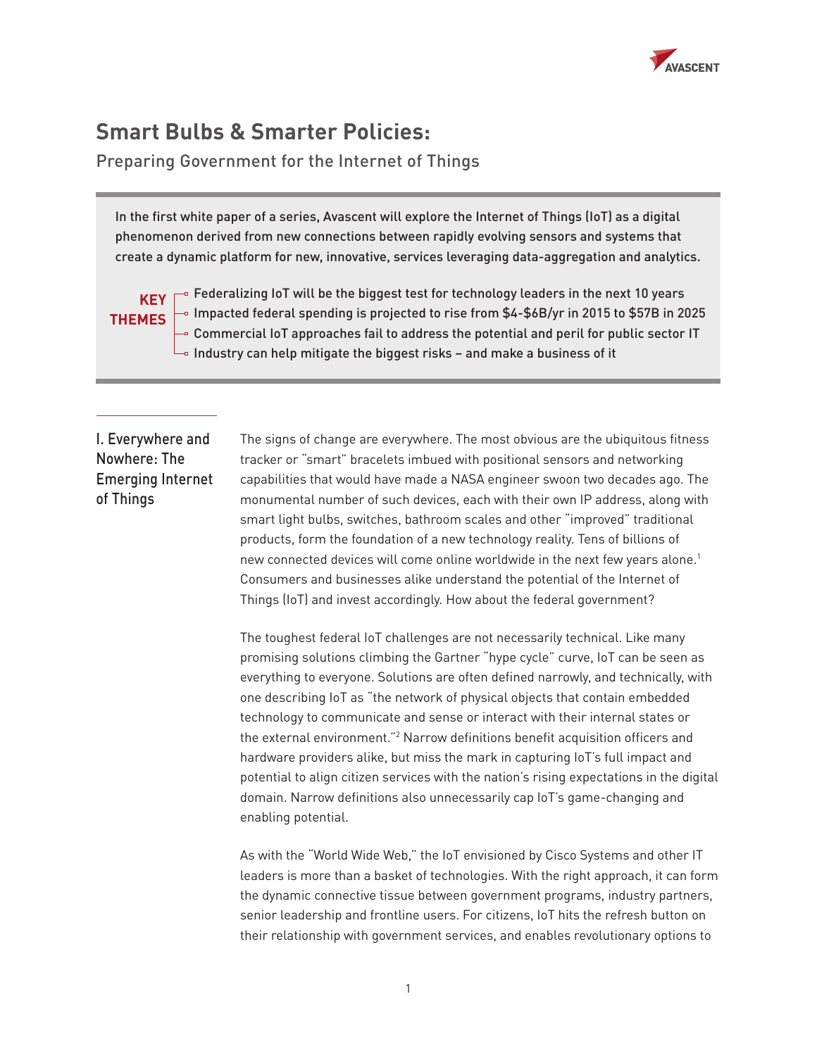# Smart Bulbs & Smarter Policies:

## Preparing Government for the Internet of Things

In the first white paper of a series, Avascent will explore the Internet of Things (IoT) as a digital phenomenon derived from new connections between rapidly evolving sensors and systems that create a dynamic platform for new, innovative, services leveraging data-aggregation and analytics.

**KEY THEMES**

- Federalizing IoT will be the biggest test for technology leaders in the next 10 years
- Impacted federal spending is projected to rise from $4-$6B/yr in 2015 to $57B in 2025
- Commercial IoT approaches fail to address the potential and peril for public sector IT
- Industry can help mitigate the biggest risks – and make a business of it

## I. Everywhere and Nowhere: The Emerging Internet of Things

The signs of change are everywhere. The most obvious are the ubiquitous fitness tracker or "smart" bracelets imbued with positional sensors and networking capabilities that would have made a NASA engineer swoon two decades ago. The monumental number of such devices, each with their own IP address, along with smart light bulbs, switches, bathroom scales and other "improved" traditional products, form the foundation of a new technology reality. Tens of billions of new connected devices will come online worldwide in the next few years alone.[1] Consumers and businesses alike understand the potential of the Internet of Things (IoT) and invest accordingly. How about the federal government?

The toughest federal IoT challenges are not necessarily technical. Like many promising solutions climbing the Gartner "hype cycle" curve, IoT can be seen as everything to everyone. Solutions are often defined narrowly, and technically, with one describing IoT as "the network of physical objects that contain embedded technology to communicate and sense or interact with their internal states or the external environment."[2] Narrow definitions benefit acquisition officers and hardware providers alike, but miss the mark in capturing IoT's full impact and potential to align citizen services with the nation's rising expectations in the digital domain. Narrow definitions also unnecessarily cap IoT's game-changing and enabling potential.

As with the "World Wide Web," the IoT envisioned by Cisco Systems and other IT leaders is more than a basket of technologies. With the right approach, it can form the dynamic connective tissue between government programs, industry partners, senior leadership and frontline users. For citizens, IoT hits the refresh button on their relationship with government services, and enables revolutionary options to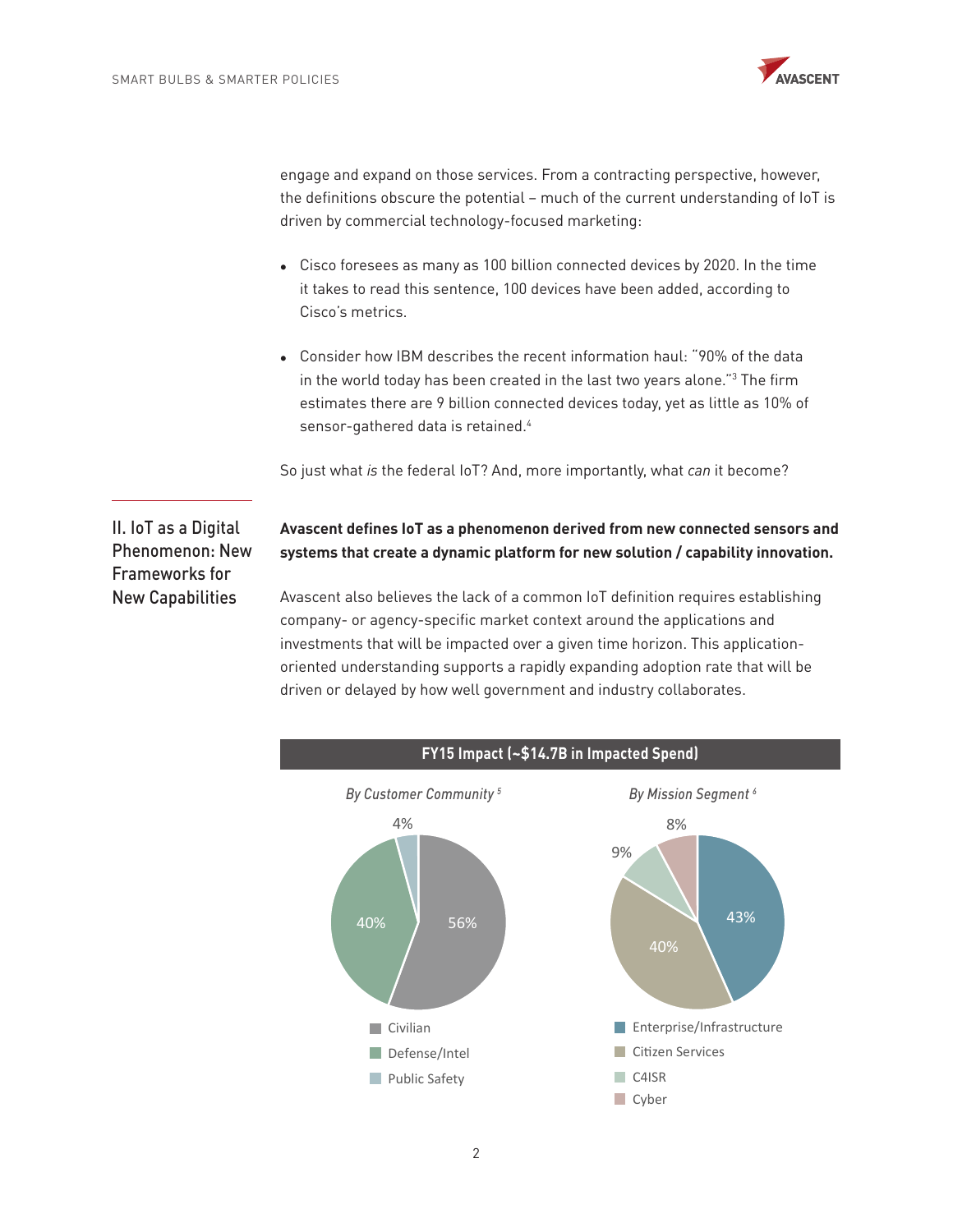engage and expand on those services. From a contracting perspective, however, the definitions obscure the potential – much of the current understanding of IoT is driven by commercial technology-focused marketing:

- Cisco foresees as many as 100 billion connected devices by 2020. In the time it takes to read this sentence, 100 devices have been added, according to Cisco's metrics.
- Consider how IBM describes the recent information haul: "90% of the data in the world today has been created in the last two years alone."[3] The firm estimates there are 9 billion connected devices today, yet as little as 10% of sensor-gathered data is retained.[4]

So just what *is* the federal IoT? And, more importantly, what *can* it become?

## II. IoT as a Digital Phenomenon: New Frameworks for New Capabilities

**Avascent defines IoT as a phenomenon derived from new connected sensors and systems that create a dynamic platform for new solution / capability innovation.**

Avascent also believes the lack of a common IoT definition requires establishing company- or agency-specific market context around the applications and investments that will be impacted over a given time horizon. This application-oriented understanding supports a rapidly expanding adoption rate that will be driven or delayed by how well government and industry collaborates.

**FY15 Impact (~$14.7B in Impacted Spend)**

*By Customer Community*[5]

| Customer Community | Share |
|---|---|
| Civilian | 56% |
| Defense/Intel | 40% |
| Public Safety | 4% |

*By Mission Segment*[6]

| Mission Segment | Share |
|---|---|
| Enterprise/Infrastructure | 43% |
| Citizen Services | 40% |
| C4ISR | 9% |
| Cyber | 8% |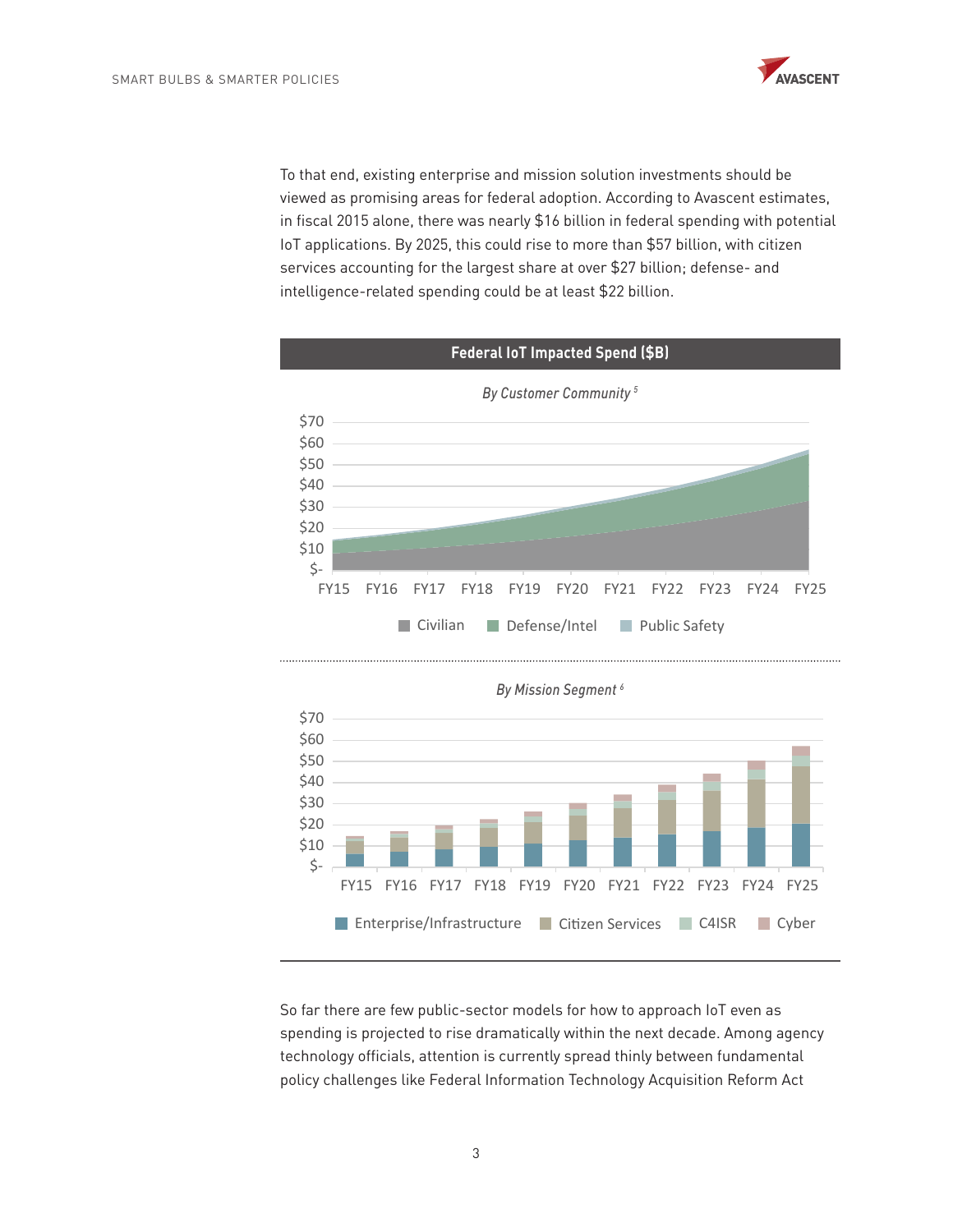To that end, existing enterprise and mission solution investments should be viewed as promising areas for federal adoption. According to Avascent estimates, in fiscal 2015 alone, there was nearly $16 billion in federal spending with potential IoT applications. By 2025, this could rise to more than $57 billion, with citizen services accounting for the largest share at over $27 billion; defense- and intelligence-related spending could be at least $22 billion.

**Federal IoT Impacted Spend ($B)**

*By Customer Community* [5]

Civilian | Defense/Intel | Public Safety

FY15 FY16 FY17 FY18 FY19 FY20 FY21 FY22 FY23 FY24 FY25

*By Mission Segment* [6]

Enterprise/Infrastructure | Citizen Services | C4ISR | Cyber

FY15 FY16 FY17 FY18 FY19 FY20 FY21 FY22 FY23 FY24 FY25

So far there are few public-sector models for how to approach IoT even as spending is projected to rise dramatically within the next decade. Among agency technology officials, attention is currently spread thinly between fundamental policy challenges like Federal Information Technology Acquisition Reform Act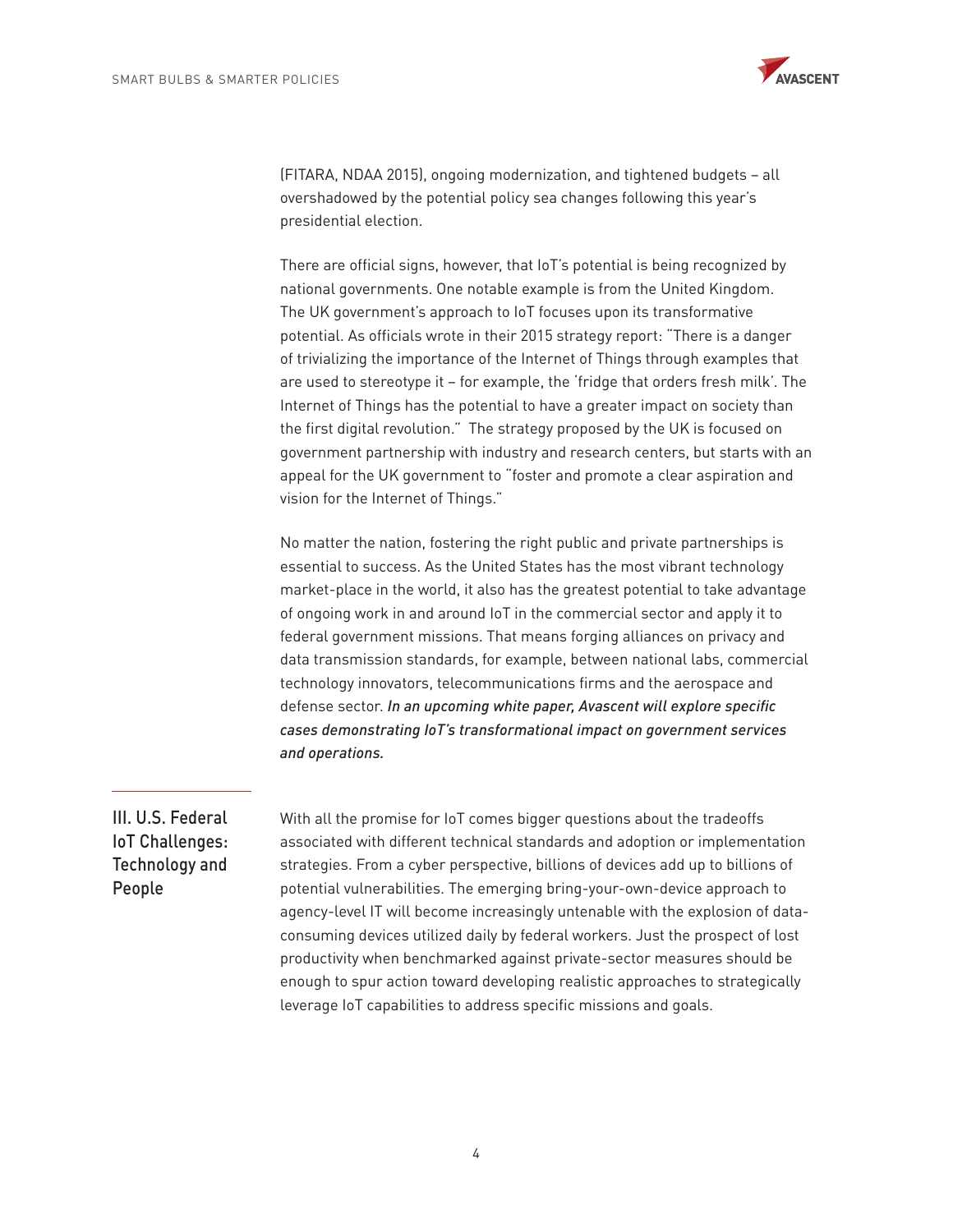(FITARA, NDAA 2015), ongoing modernization, and tightened budgets – all overshadowed by the potential policy sea changes following this year's presidential election.

There are official signs, however, that IoT's potential is being recognized by national governments. One notable example is from the United Kingdom. The UK government's approach to IoT focuses upon its transformative potential. As officials wrote in their 2015 strategy report: "There is a danger of trivializing the importance of the Internet of Things through examples that are used to stereotype it – for example, the 'fridge that orders fresh milk'. The Internet of Things has the potential to have a greater impact on society than the first digital revolution." The strategy proposed by the UK is focused on government partnership with industry and research centers, but starts with an appeal for the UK government to "foster and promote a clear aspiration and vision for the Internet of Things."

No matter the nation, fostering the right public and private partnerships is essential to success. As the United States has the most vibrant technology market-place in the world, it also has the greatest potential to take advantage of ongoing work in and around IoT in the commercial sector and apply it to federal government missions. That means forging alliances on privacy and data transmission standards, for example, between national labs, commercial technology innovators, telecommunications firms and the aerospace and defense sector. *In an upcoming white paper, Avascent will explore specific cases demonstrating IoT's transformational impact on government services and operations.*

## III. U.S. Federal IoT Challenges: Technology and People

With all the promise for IoT comes bigger questions about the tradeoffs associated with different technical standards and adoption or implementation strategies. From a cyber perspective, billions of devices add up to billions of potential vulnerabilities. The emerging bring-your-own-device approach to agency-level IT will become increasingly untenable with the explosion of data-consuming devices utilized daily by federal workers. Just the prospect of lost productivity when benchmarked against private-sector measures should be enough to spur action toward developing realistic approaches to strategically leverage IoT capabilities to address specific missions and goals.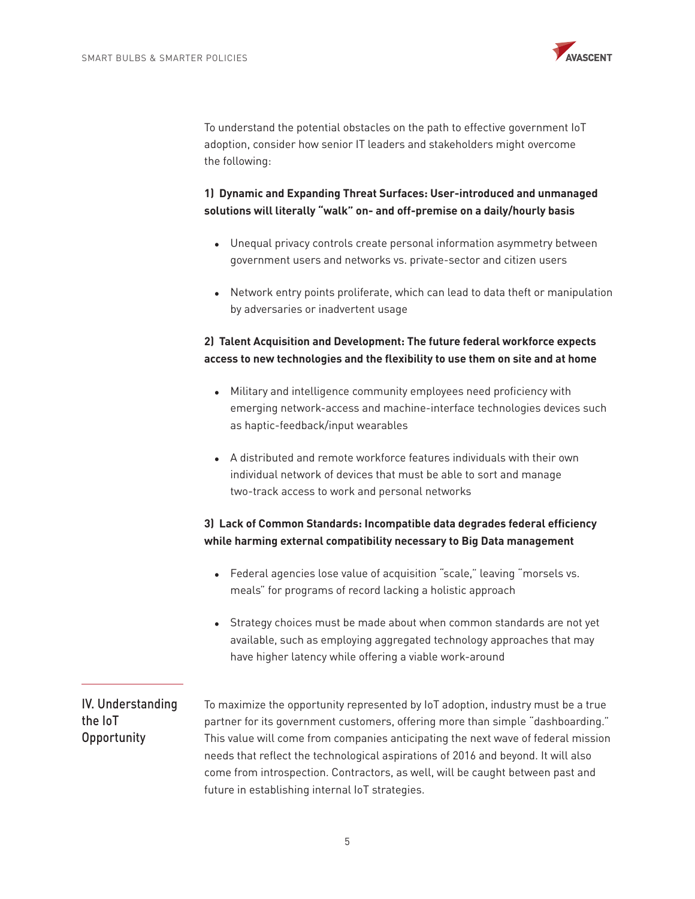To understand the potential obstacles on the path to effective government IoT adoption, consider how senior IT leaders and stakeholders might overcome the following:

**1) Dynamic and Expanding Threat Surfaces: User-introduced and unmanaged solutions will literally "walk" on- and off-premise on a daily/hourly basis**

- Unequal privacy controls create personal information asymmetry between government users and networks vs. private-sector and citizen users
- Network entry points proliferate, which can lead to data theft or manipulation by adversaries or inadvertent usage

**2) Talent Acquisition and Development: The future federal workforce expects access to new technologies and the flexibility to use them on site and at home**

- Military and intelligence community employees need proficiency with emerging network-access and machine-interface technologies devices such as haptic-feedback/input wearables
- A distributed and remote workforce features individuals with their own individual network of devices that must be able to sort and manage two-track access to work and personal networks

**3) Lack of Common Standards: Incompatible data degrades federal efficiency while harming external compatibility necessary to Big Data management**

- Federal agencies lose value of acquisition "scale," leaving "morsels vs. meals" for programs of record lacking a holistic approach
- Strategy choices must be made about when common standards are not yet available, such as employing aggregated technology approaches that may have higher latency while offering a viable work-around

## IV. Understanding the IoT Opportunity

To maximize the opportunity represented by IoT adoption, industry must be a true partner for its government customers, offering more than simple "dashboarding." This value will come from companies anticipating the next wave of federal mission needs that reflect the technological aspirations of 2016 and beyond. It will also come from introspection. Contractors, as well, will be caught between past and future in establishing internal IoT strategies.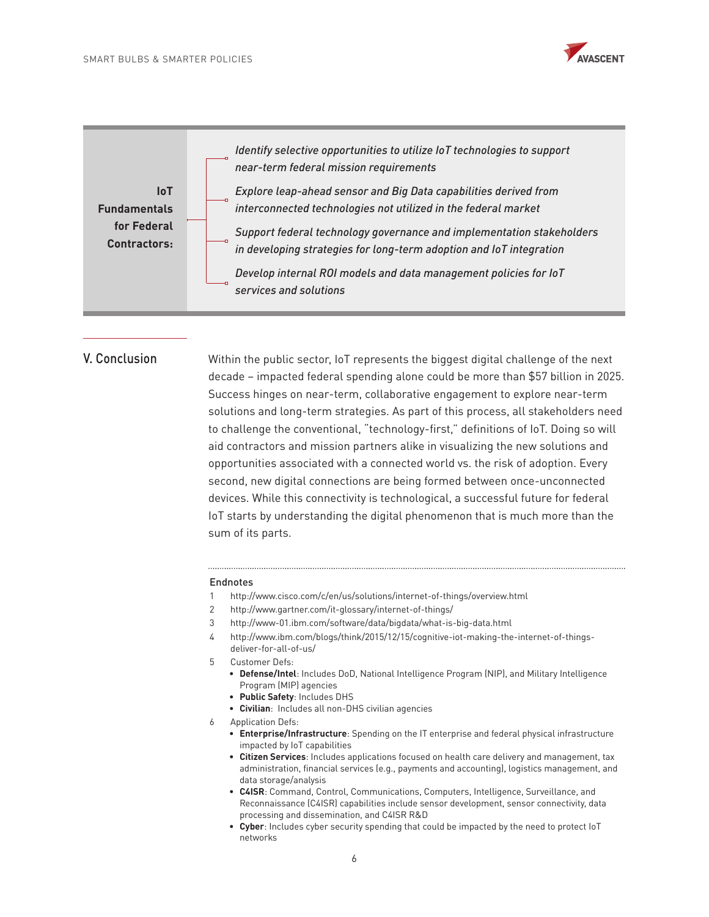**IoT Fundamentals for Federal Contractors:**

- *Identify selective opportunities to utilize IoT technologies to support near-term federal mission requirements*
- *Explore leap-ahead sensor and Big Data capabilities derived from interconnected technologies not utilized in the federal market*
- *Support federal technology governance and implementation stakeholders in developing strategies for long-term adoption and IoT integration*
- *Develop internal ROI models and data management policies for IoT services and solutions*

## V. Conclusion

Within the public sector, IoT represents the biggest digital challenge of the next decade – impacted federal spending alone could be more than $57 billion in 2025. Success hinges on near-term, collaborative engagement to explore near-term solutions and long-term strategies. As part of this process, all stakeholders need to challenge the conventional, "technology-first," definitions of IoT. Doing so will aid contractors and mission partners alike in visualizing the new solutions and opportunities associated with a connected world vs. the risk of adoption. Every second, new digital connections are being formed between once-unconnected devices. While this connectivity is technological, a successful future for federal IoT starts by understanding the digital phenomenon that is much more than the sum of its parts.

---

### Endnotes

1. http://www.cisco.com/c/en/us/solutions/internet-of-things/overview.html
2. http://www.gartner.com/it-glossary/internet-of-things/
3. http://www-01.ibm.com/software/data/bigdata/what-is-big-data.html
4. http://www.ibm.com/blogs/think/2015/12/15/cognitive-iot-making-the-internet-of-things-deliver-for-all-of-us/
5. Customer Defs:
   - **Defense/Intel**: Includes DoD, National Intelligence Program (NIP), and Military Intelligence Program (MIP) agencies
   - **Public Safety**: Includes DHS
   - **Civilian**: Includes all non-DHS civilian agencies
6. Application Defs:
   - **Enterprise/Infrastructure**: Spending on the IT enterprise and federal physical infrastructure impacted by IoT capabilities
   - **Citizen Services**: Includes applications focused on health care delivery and management, tax administration, financial services (e.g., payments and accounting), logistics management, and data storage/analysis
   - **C4ISR**: Command, Control, Communications, Computers, Intelligence, Surveillance, and Reconnaissance (C4ISR) capabilities include sensor development, sensor connectivity, data processing and dissemination, and C4ISR R&D
   - **Cyber**: Includes cyber security spending that could be impacted by the need to protect IoT networks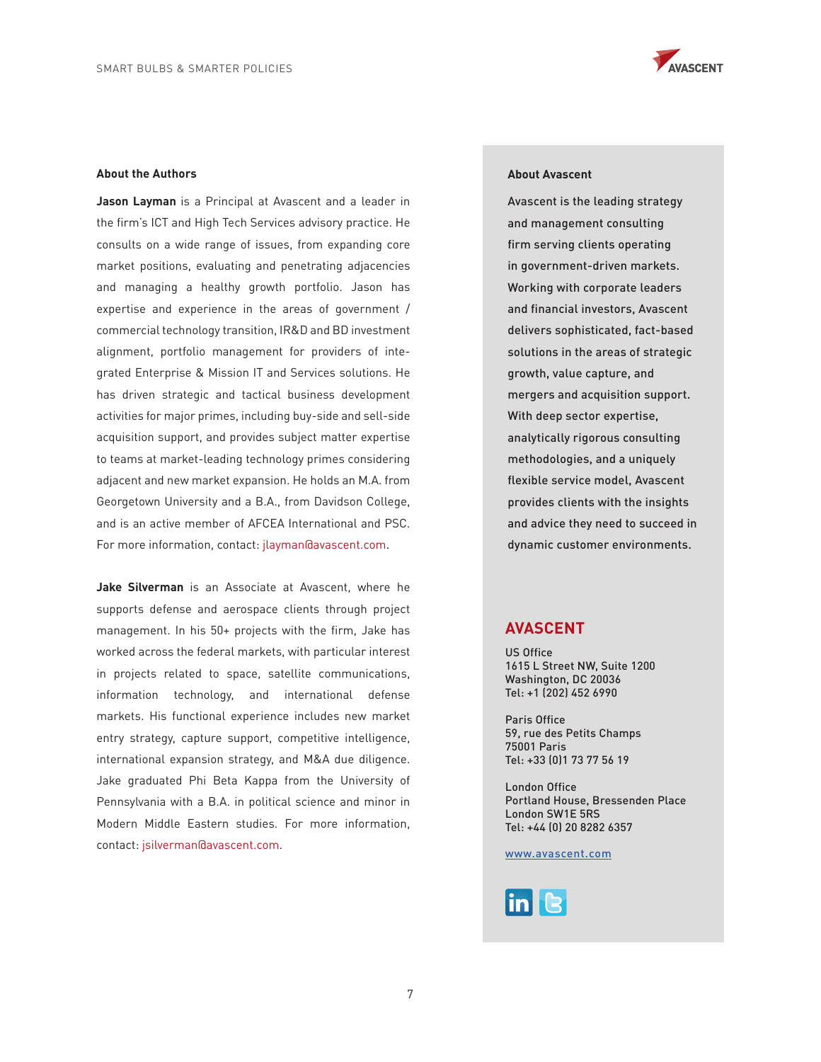## About the Authors

**Jason Layman** is a Principal at Avascent and a leader in the firm's ICT and High Tech Services advisory practice. He consults on a wide range of issues, from expanding core market positions, evaluating and penetrating adjacencies and managing a healthy growth portfolio. Jason has expertise and experience in the areas of government / commercial technology transition, IR&D and BD investment alignment, portfolio management for providers of integrated Enterprise & Mission IT and Services solutions. He has driven strategic and tactical business development activities for major primes, including buy-side and sell-side acquisition support, and provides subject matter expertise to teams at market-leading technology primes considering adjacent and new market expansion. He holds an M.A. from Georgetown University and a B.A., from Davidson College, and is an active member of AFCEA International and PSC. For more information, contact: jlayman@avascent.com.

**Jake Silverman** is an Associate at Avascent, where he supports defense and aerospace clients through project management. In his 50+ projects with the firm, Jake has worked across the federal markets, with particular interest in projects related to space, satellite communications, information technology, and international defense markets. His functional experience includes new market entry strategy, capture support, competitive intelligence, international expansion strategy, and M&A due diligence. Jake graduated Phi Beta Kappa from the University of Pennsylvania with a B.A. in political science and minor in Modern Middle Eastern studies. For more information, contact: jsilverman@avascent.com.

## About Avascent

Avascent is the leading strategy and management consulting firm serving clients operating in government-driven markets. Working with corporate leaders and financial investors, Avascent delivers sophisticated, fact-based solutions in the areas of strategic growth, value capture, and mergers and acquisition support. With deep sector expertise, analytically rigorous consulting methodologies, and a uniquely flexible service model, Avascent provides clients with the insights and advice they need to succeed in dynamic customer environments.

## AVASCENT

US Office
1615 L Street NW, Suite 1200
Washington, DC 20036
Tel: +1 (202) 452 6990

Paris Office
59, rue des Petits Champs
75001 Paris
Tel: +33 (0)1 73 77 56 19

London Office
Portland House, Bressenden Place
London SW1E 5RS
Tel: +44 (0) 20 8282 6357

www.avascent.com